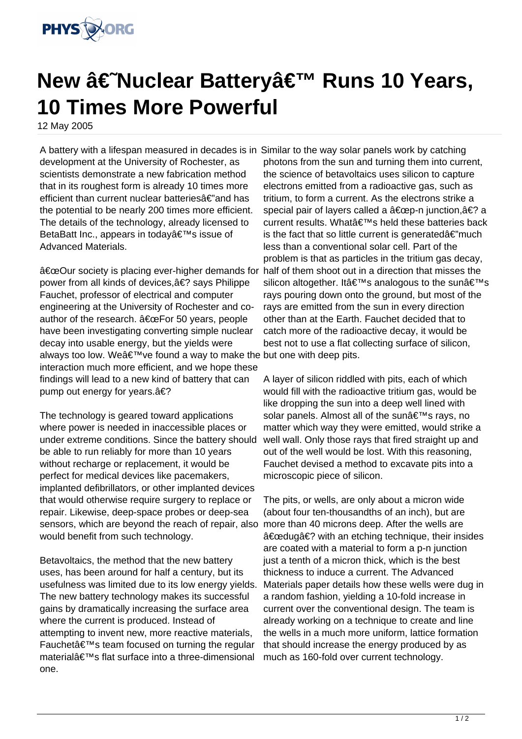# New â€˜Nuclear Batteryâ€™ Runs 10 Years, 10 Times More Powerful

12 May 2005

A battery with a lifespan measured in decades is in development at the University of Rochester, as scientists demonstrate a new fabrication method that in its roughest form is already 10 times more efficient than current nuclear batteriesâ€"and has the potential to be nearly 200 times more efficient. The details of the technology, already licensed to BetaBatt Inc., appears in todayâ€™s issue of Advanced Materials.

â€œOur society is placing ever-higher demands for power from all kinds of devices,â€? says Philippe Fauchet, professor of electrical and computer engineering at the University of Rochester and co-author of the research. â€œFor 50 years, people have been investigating converting simple nuclear decay into usable energy, but the yields were always too low. Weâ€™ve found a way to make the interaction much more efficient, and we hope these findings will lead to a new kind of battery that can pump out energy for years.â€?

The technology is geared toward applications where power is needed in inaccessible places or under extreme conditions. Since the battery should be able to run reliably for more than 10 years without recharge or replacement, it would be perfect for medical devices like pacemakers, implanted defibrillators, or other implanted devices that would otherwise require surgery to replace or repair. Likewise, deep-space probes or deep-sea sensors, which are beyond the reach of repair, also would benefit from such technology.

Betavoltaics, the method that the new battery uses, has been around for half a century, but its usefulness was limited due to its low energy yields. The new battery technology makes its successful gains by dramatically increasing the surface area where the current is produced. Instead of attempting to invent new, more reactive materials, Fauchetâ€™s team focused on turning the regular materialâ€™s flat surface into a three-dimensional one.

Similar to the way solar panels work by catching photons from the sun and turning them into current, the science of betavoltaics uses silicon to capture electrons emitted from a radioactive gas, such as tritium, to form a current. As the electrons strike a special pair of layers called a â€œp-n junction,â€? a current results. Whatâ€™s held these batteries back is the fact that so little current is generatedâ€"much less than a conventional solar cell. Part of the problem is that as particles in the tritium gas decay, half of them shoot out in a direction that misses the silicon altogether. Itâ€™s analogous to the sunâ€™s rays pouring down onto the ground, but most of the rays are emitted from the sun in every direction other than at the Earth. Fauchet decided that to catch more of the radioactive decay, it would be best not to use a flat collecting surface of silicon, but one with deep pits.

A layer of silicon riddled with pits, each of which would fill with the radioactive tritium gas, would be like dropping the sun into a deep well lined with solar panels. Almost all of the sunâ€™s rays, no matter which way they were emitted, would strike a well wall. Only those rays that fired straight up and out of the well would be lost. With this reasoning, Fauchet devised a method to excavate pits into a microscopic piece of silicon.

The pits, or wells, are only about a micron wide (about four ten-thousandths of an inch), but are more than 40 microns deep. After the wells are â€œdugâ€? with an etching technique, their insides are coated with a material to form a p-n junction just a tenth of a micron thick, which is the best thickness to induce a current. The Advanced Materials paper details how these wells were dug in a random fashion, yielding a 10-fold increase in current over the conventional design. The team is already working on a technique to create and line the wells in a much more uniform, lattice formation that should increase the energy produced by as much as 160-fold over current technology.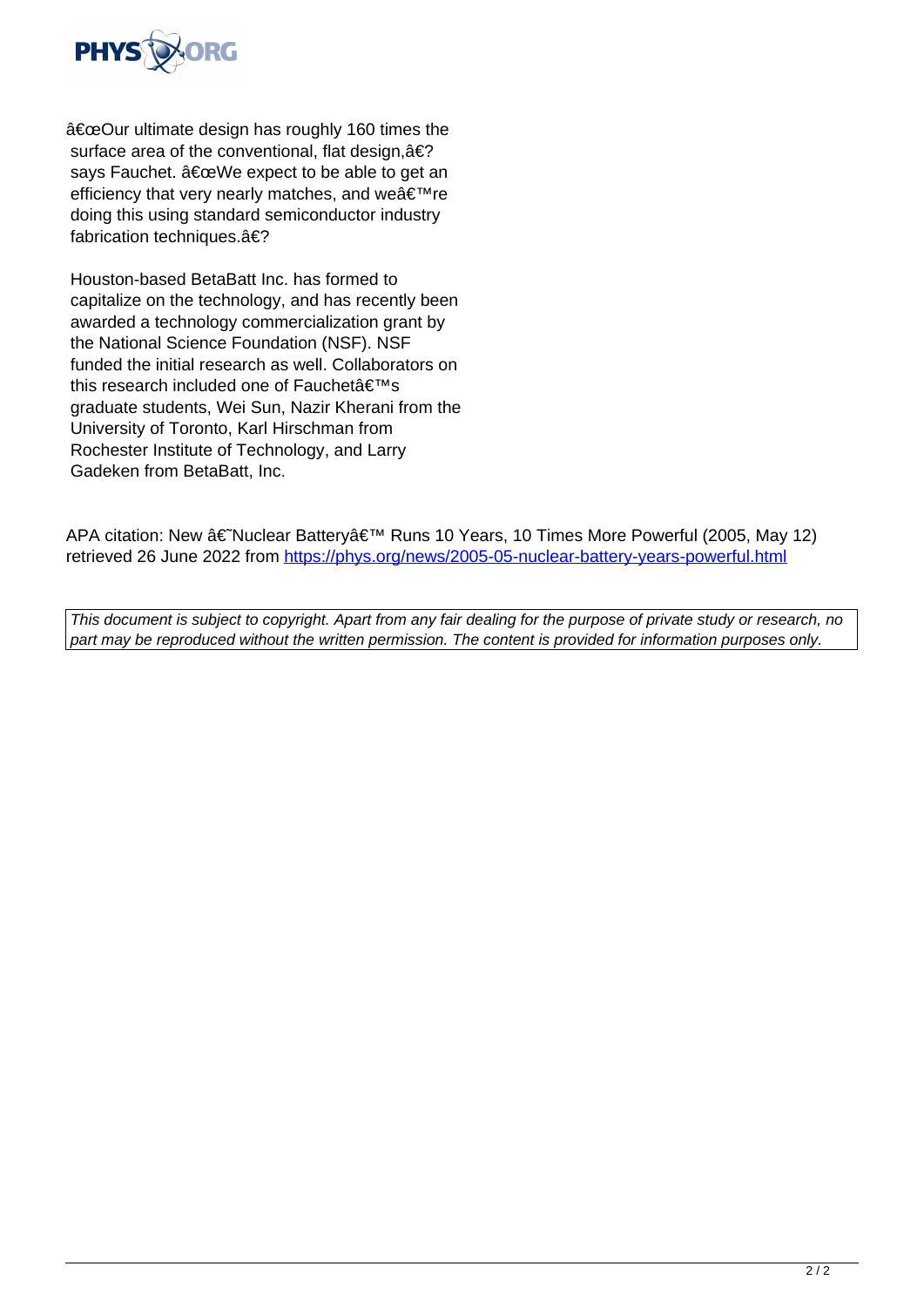â€œOur ultimate design has roughly 160 times the surface area of the conventional, flat design,â€? says Fauchet. â€œWe expect to be able to get an efficiency that very nearly matches, and weâ€™re doing this using standard semiconductor industry fabrication techniques.â€?

Houston-based BetaBatt Inc. has formed to capitalize on the technology, and has recently been awarded a technology commercialization grant by the National Science Foundation (NSF). NSF funded the initial research as well. Collaborators on this research included one of Fauchetâ€™s graduate students, Wei Sun, Nazir Kherani from the University of Toronto, Karl Hirschman from Rochester Institute of Technology, and Larry Gadeken from BetaBatt, Inc.

APA citation: New â€˜Nuclear Batteryâ€™ Runs 10 Years, 10 Times More Powerful (2005, May 12) retrieved 26 June 2022 from https://phys.org/news/2005-05-nuclear-battery-years-powerful.html

*This document is subject to copyright. Apart from any fair dealing for the purpose of private study or research, no part may be reproduced without the written permission. The content is provided for information purposes only.*